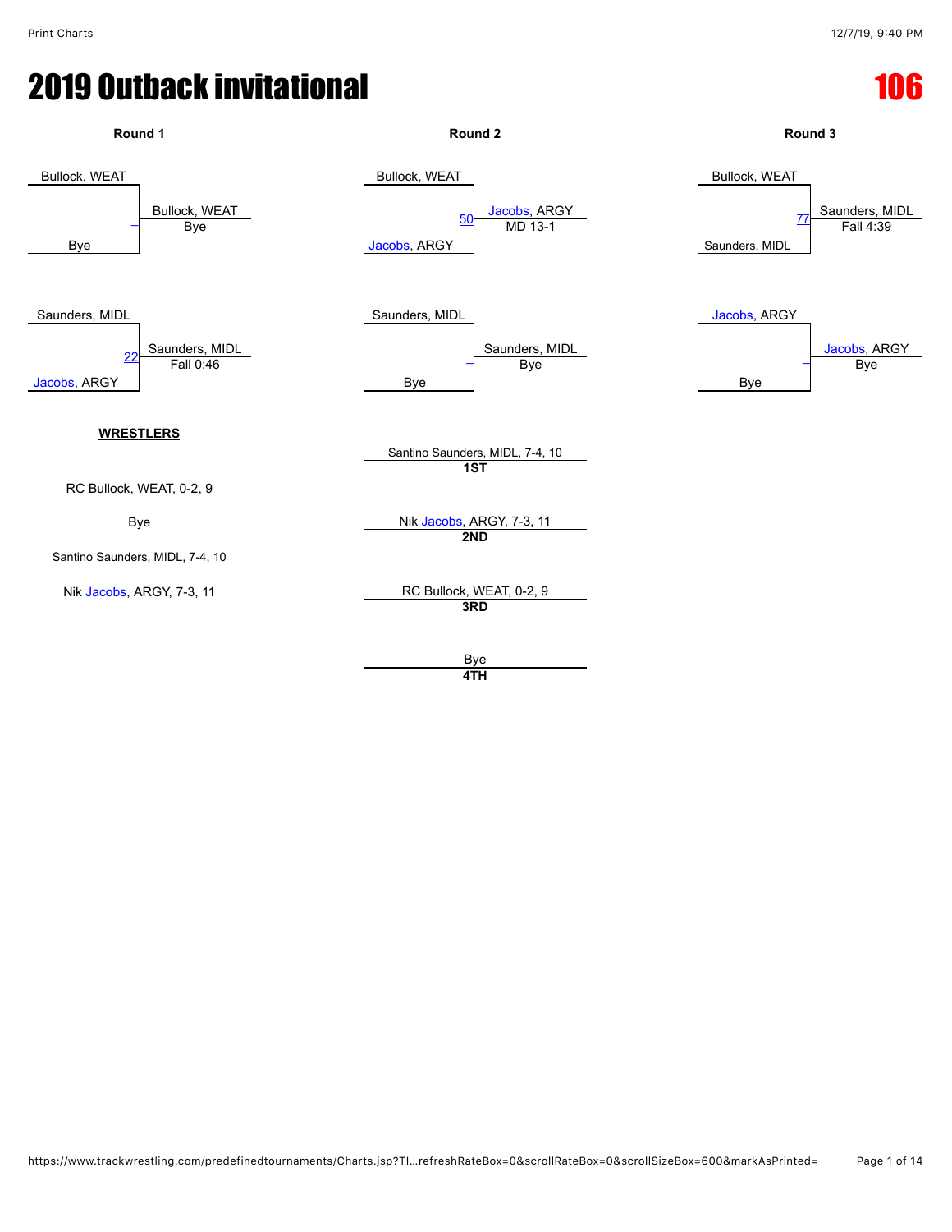# 2019 Outback invitational

## 106

### Round 1

Bullock, WEAT
Bye
– 
Bullock, WEAT
Bye

Saunders, MIDL
Jacobs, ARGY
22
Saunders, MIDL
Fall 0:46

### Round 2

Bullock, WEAT
Jacobs, ARGY
50
Jacobs, ARGY
MD 13-1

Saunders, MIDL
Bye
–
Saunders, MIDL
Bye

### Round 3

Bullock, WEAT
Saunders, MIDL
77
Saunders, MIDL
Fall 4:39

Jacobs, ARGY
Bye
–
Jacobs, ARGY
Bye

**WRESTLERS**

RC Bullock, WEAT, 0-2, 9

Bye

Santino Saunders, MIDL, 7-4, 10

Nik Jacobs, ARGY, 7-3, 11

Santino Saunders, MIDL, 7-4, 10
**1ST**

Nik Jacobs, ARGY, 7-3, 11
**2ND**

RC Bullock, WEAT, 0-2, 9
**3RD**

Bye
**4TH**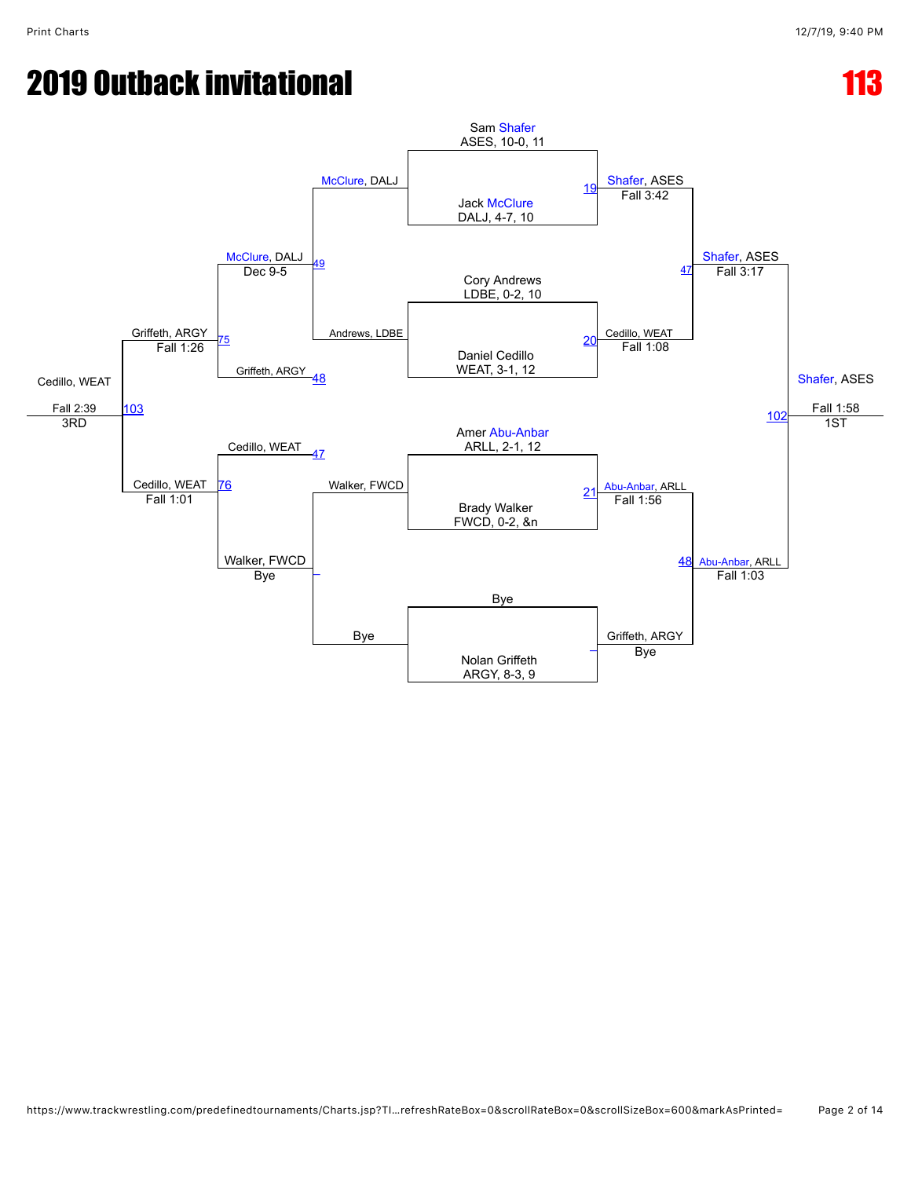# 2019 Outback invitational

# 113

**Championship Bracket**

| Bout | Wrestler 1 | Wrestler 2 | Winner | Result |
|---|---|---|---|---|
| 19 | Sam Shafer, ASES, 10-0, 11 | Jack McClure, DALJ, 4-7, 10 | Shafer, ASES | Fall 3:42 |
| 20 | Cory Andrews, LDBE, 0-2, 10 | Daniel Cedillo, WEAT, 3-1, 12 | Cedillo, WEAT | Fall 1:08 |
| 21 | Amer Abu-Anbar, ARLL, 2-1, 12 | Brady Walker, FWCD, 0-2, &n | Abu-Anbar, ARLL | Fall 1:56 |
| – | Bye | Nolan Griffeth, ARGY, 8-3, 9 | Griffeth, ARGY | Bye |
| 47 | Shafer, ASES | Cedillo, WEAT | Shafer, ASES | Fall 3:17 |
| 48 | Abu-Anbar, ARLL | Griffeth, ARGY | Abu-Anbar, ARLL | Fall 1:03 |
| 102 | Shafer, ASES | Abu-Anbar, ARLL | Shafer, ASES | Fall 1:58 (1ST) |

**Consolation Bracket**

| Bout | Wrestler 1 | Wrestler 2 | Winner | Result |
|---|---|---|---|---|
| 49 | McClure, DALJ | Andrews, LDBE | McClure, DALJ | Dec 9-5 |
| – | Walker, FWCD | Bye | Walker, FWCD | Bye |
| 75 | McClure, DALJ | Griffeth, ARGY (48) | Griffeth, ARGY | Fall 1:26 |
| 76 | Cedillo, WEAT (47) | Walker, FWCD | Cedillo, WEAT | Fall 1:01 |
| 103 | Griffeth, ARGY | Cedillo, WEAT | Cedillo, WEAT | Fall 2:39 (3RD) |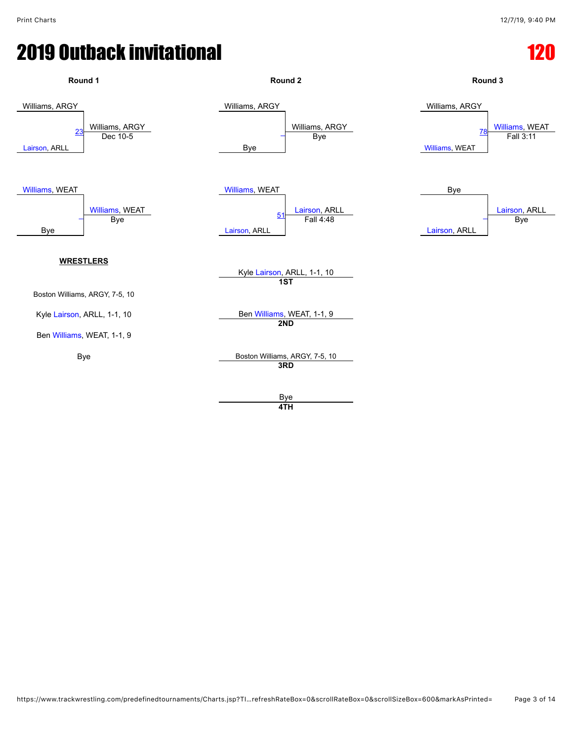# 2019 Outback invitational

# 120

### Round 1

| Match | Wrestler 1 | Wrestler 2 | Winner | Result |
|---|---|---|---|---|
| 23 | Williams, ARGY | Lairson, ARLL | Williams, ARGY | Dec 10-5 |
| – | Williams, WEAT | Bye | Williams, WEAT | Bye |

### Round 2

| Match | Wrestler 1 | Wrestler 2 | Winner | Result |
|---|---|---|---|---|
| – | Williams, ARGY | Bye | Williams, ARGY | Bye |
| 51 | Williams, WEAT | Lairson, ARLL | Lairson, ARLL | Fall 4:48 |

### Round 3

| Match | Wrestler 1 | Wrestler 2 | Winner | Result |
|---|---|---|---|---|
| 78 | Williams, ARGY | Williams, WEAT | Williams, WEAT | Fall 3:11 |
| – | Bye | Lairson, ARLL | Lairson, ARLL | Bye |

**WRESTLERS**

Boston Williams, ARGY, 7-5, 10

Kyle Lairson, ARLL, 1-1, 10

Ben Williams, WEAT, 1-1, 9

Bye

**Placings**

Kyle Lairson, ARLL, 1-1, 10
**1ST**

Ben Williams, WEAT, 1-1, 9
**2ND**

Boston Williams, ARGY, 7-5, 10
**3RD**

Bye
**4TH**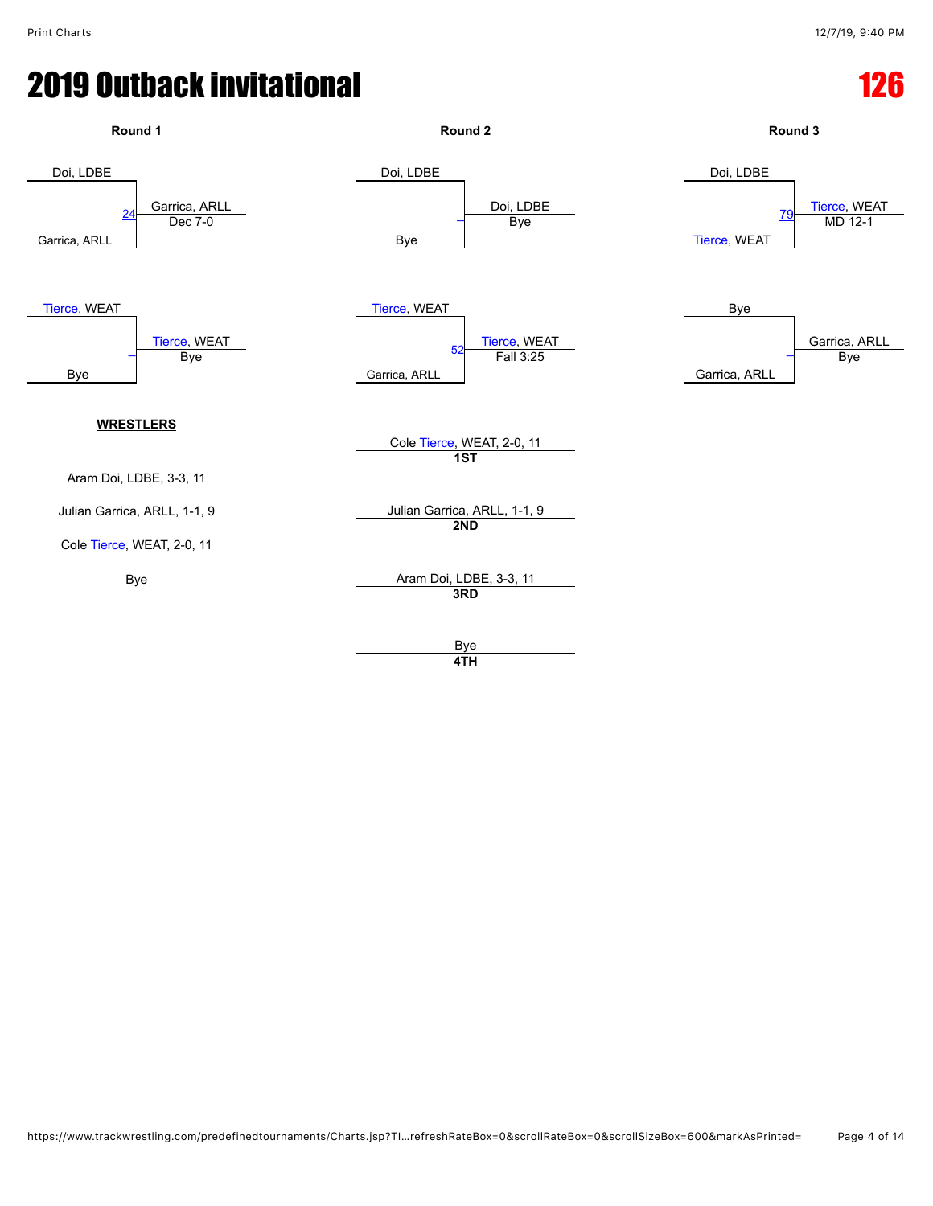# 2019 Outback invitational

# 126

### Round 1

Doi, LDBE
Garrica, ARLL
24 — Garrica, ARLL — Dec 7-0

Tierce, WEAT
Bye
– — Tierce, WEAT — Bye

### Round 2

Doi, LDBE
Bye
– — Doi, LDBE — Bye

Tierce, WEAT
Garrica, ARLL
52 — Tierce, WEAT — Fall 3:25

### Round 3

Doi, LDBE
Tierce, WEAT
79 — Tierce, WEAT — MD 12-1

Bye
Garrica, ARLL
– — Garrica, ARLL — Bye

**WRESTLERS**

Aram Doi, LDBE, 3-3, 11

Julian Garrica, ARLL, 1-1, 9

Cole Tierce, WEAT, 2-0, 11

Bye

Cole Tierce, WEAT, 2-0, 11
**1ST**

Julian Garrica, ARLL, 1-1, 9
**2ND**

Aram Doi, LDBE, 3-3, 11
**3RD**

Bye
**4TH**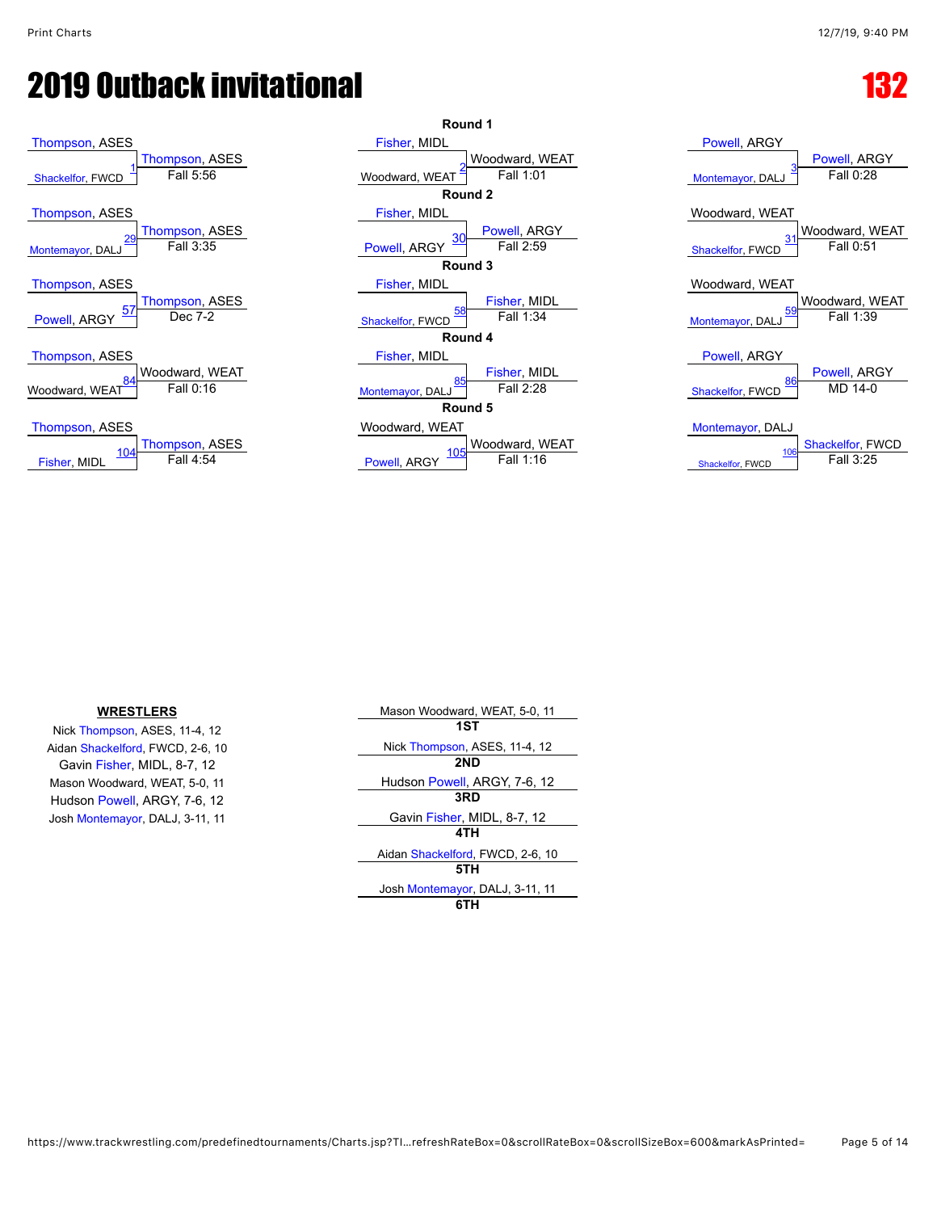# 2019 Outback invitational

# 132

## Round 1

| Bout | Wrestler 1 | Wrestler 2 | Winner | Result |
|---|---|---|---|---|
| 1 | Thompson, ASES | Shackelfor, FWCD | Thompson, ASES | Fall 5:56 |
| 2 | Fisher, MIDL | Woodward, WEAT | Woodward, WEAT | Fall 1:01 |
| 3 | Powell, ARGY | Montemayor, DALJ | Powell, ARGY | Fall 0:28 |

## Round 2

| Bout | Wrestler 1 | Wrestler 2 | Winner | Result |
|---|---|---|---|---|
| 29 | Thompson, ASES | Montemayor, DALJ | Thompson, ASES | Fall 3:35 |
| 30 | Fisher, MIDL | Powell, ARGY | Powell, ARGY | Fall 2:59 |
| 31 | Woodward, WEAT | Shackelfor, FWCD | Woodward, WEAT | Fall 0:51 |

## Round 3

| Bout | Wrestler 1 | Wrestler 2 | Winner | Result |
|---|---|---|---|---|
| 57 | Thompson, ASES | Powell, ARGY | Thompson, ASES | Dec 7-2 |
| 58 | Fisher, MIDL | Shackelfor, FWCD | Fisher, MIDL | Fall 1:34 |
| 59 | Woodward, WEAT | Montemayor, DALJ | Woodward, WEAT | Fall 1:39 |

## Round 4

| Bout | Wrestler 1 | Wrestler 2 | Winner | Result |
|---|---|---|---|---|
| 84 | Thompson, ASES | Woodward, WEAT | Woodward, WEAT | Fall 0:16 |
| 85 | Fisher, MIDL | Montemayor, DALJ | Fisher, MIDL | Fall 2:28 |
| 86 | Powell, ARGY | Shackelfor, FWCD | Powell, ARGY | MD 14-0 |

## Round 5

| Bout | Wrestler 1 | Wrestler 2 | Winner | Result |
|---|---|---|---|---|
| 104 | Thompson, ASES | Fisher, MIDL | Thompson, ASES | Fall 4:54 |
| 105 | Woodward, WEAT | Powell, ARGY | Woodward, WEAT | Fall 1:16 |
| 106 | Montemayor, DALJ | Shackelfor, FWCD | Shackelfor, FWCD | Fall 3:25 |

**WRESTLERS**

- Nick Thompson, ASES, 11-4, 12
- Aidan Shackelford, FWCD, 2-6, 10
- Gavin Fisher, MIDL, 8-7, 12
- Mason Woodward, WEAT, 5-0, 11
- Hudson Powell, ARGY, 7-6, 12
- Josh Montemayor, DALJ, 3-11, 11

| Place | Wrestler |
|---|---|
| 1ST | Mason Woodward, WEAT, 5-0, 11 |
| 2ND | Nick Thompson, ASES, 11-4, 12 |
| 3RD | Hudson Powell, ARGY, 7-6, 12 |
| 4TH | Gavin Fisher, MIDL, 8-7, 12 |
| 5TH | Aidan Shackelford, FWCD, 2-6, 10 |
| 6TH | Josh Montemayor, DALJ, 3-11, 11 |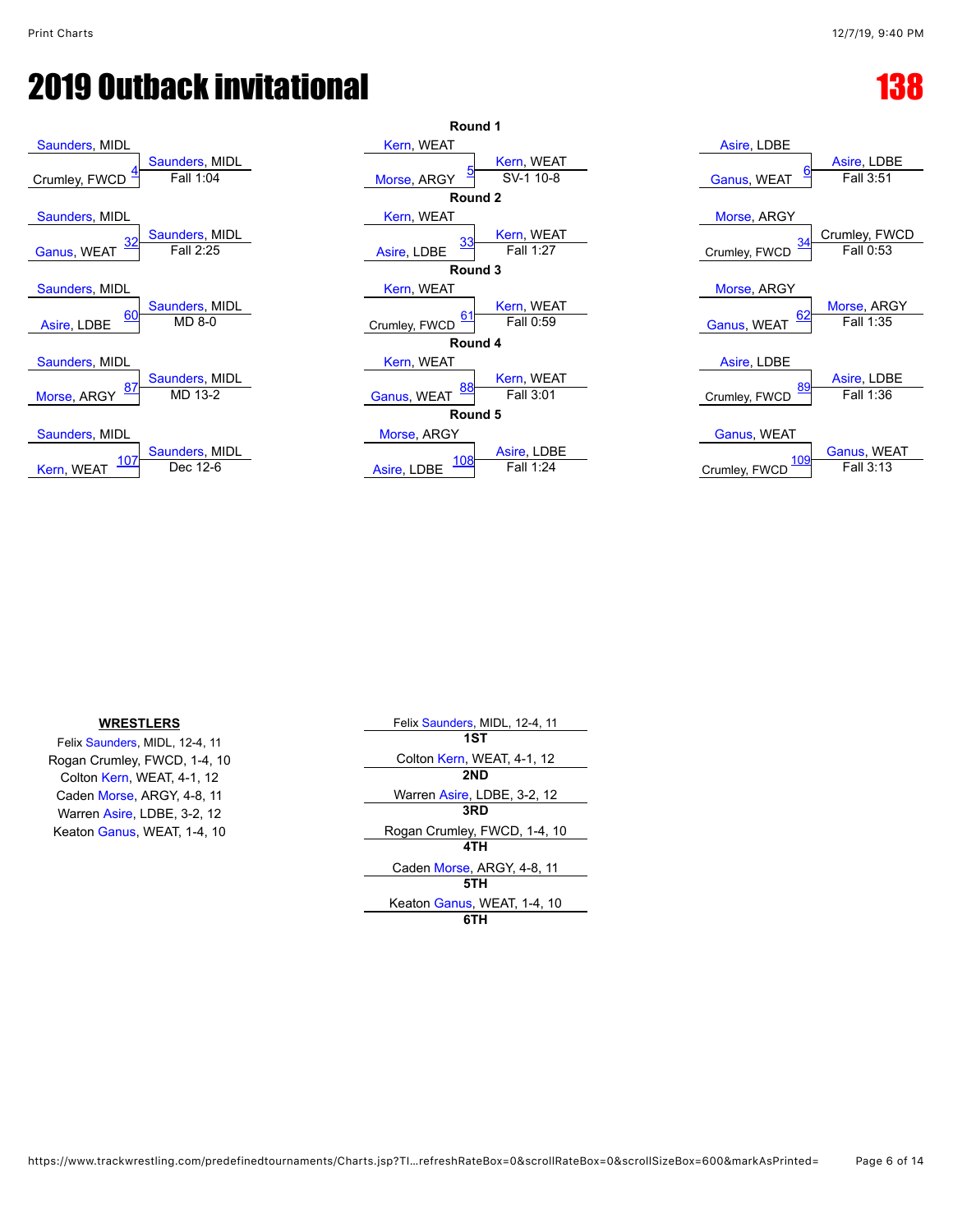# 2019 Outback invitational

## 138

### Round 1

| Match | Wrestler 1 | Wrestler 2 | Winner | Result |
|---|---|---|---|---|
| 4 | Saunders, MIDL | Crumley, FWCD | Saunders, MIDL | Fall 1:04 |
| 5 | Kern, WEAT | Morse, ARGY | Kern, WEAT | SV-1 10-8 |
| 6 | Asire, LDBE | Ganus, WEAT | Asire, LDBE | Fall 3:51 |

### Round 2

| Match | Wrestler 1 | Wrestler 2 | Winner | Result |
|---|---|---|---|---|
| 32 | Saunders, MIDL | Ganus, WEAT | Saunders, MIDL | Fall 2:25 |
| 33 | Kern, WEAT | Asire, LDBE | Kern, WEAT | Fall 1:27 |
| 34 | Morse, ARGY | Crumley, FWCD | Crumley, FWCD | Fall 0:53 |

### Round 3

| Match | Wrestler 1 | Wrestler 2 | Winner | Result |
|---|---|---|---|---|
| 60 | Saunders, MIDL | Asire, LDBE | Saunders, MIDL | MD 8-0 |
| 61 | Kern, WEAT | Crumley, FWCD | Kern, WEAT | Fall 0:59 |
| 62 | Morse, ARGY | Ganus, WEAT | Morse, ARGY | Fall 1:35 |

### Round 4

| Match | Wrestler 1 | Wrestler 2 | Winner | Result |
|---|---|---|---|---|
| 87 | Saunders, MIDL | Morse, ARGY | Saunders, MIDL | MD 13-2 |
| 88 | Kern, WEAT | Ganus, WEAT | Kern, WEAT | Fall 3:01 |
| 89 | Asire, LDBE | Crumley, FWCD | Asire, LDBE | Fall 1:36 |

### Round 5

| Match | Wrestler 1 | Wrestler 2 | Winner | Result |
|---|---|---|---|---|
| 107 | Saunders, MIDL | Kern, WEAT | Saunders, MIDL | Dec 12-6 |
| 108 | Morse, ARGY | Asire, LDBE | Asire, LDBE | Fall 1:24 |
| 109 | Ganus, WEAT | Crumley, FWCD | Ganus, WEAT | Fall 3:13 |

**WRESTLERS**

Felix Saunders, MIDL, 12-4, 11
Rogan Crumley, FWCD, 1-4, 10
Colton Kern, WEAT, 4-1, 12
Caden Morse, ARGY, 4-8, 11
Warren Asire, LDBE, 3-2, 12
Keaton Ganus, WEAT, 1-4, 10

| Place | Wrestler |
|---|---|
| 1ST | Felix Saunders, MIDL, 12-4, 11 |
| 2ND | Colton Kern, WEAT, 4-1, 12 |
| 3RD | Warren Asire, LDBE, 3-2, 12 |
| 4TH | Rogan Crumley, FWCD, 1-4, 10 |
| 5TH | Caden Morse, ARGY, 4-8, 11 |
| 6TH | Keaton Ganus, WEAT, 1-4, 10 |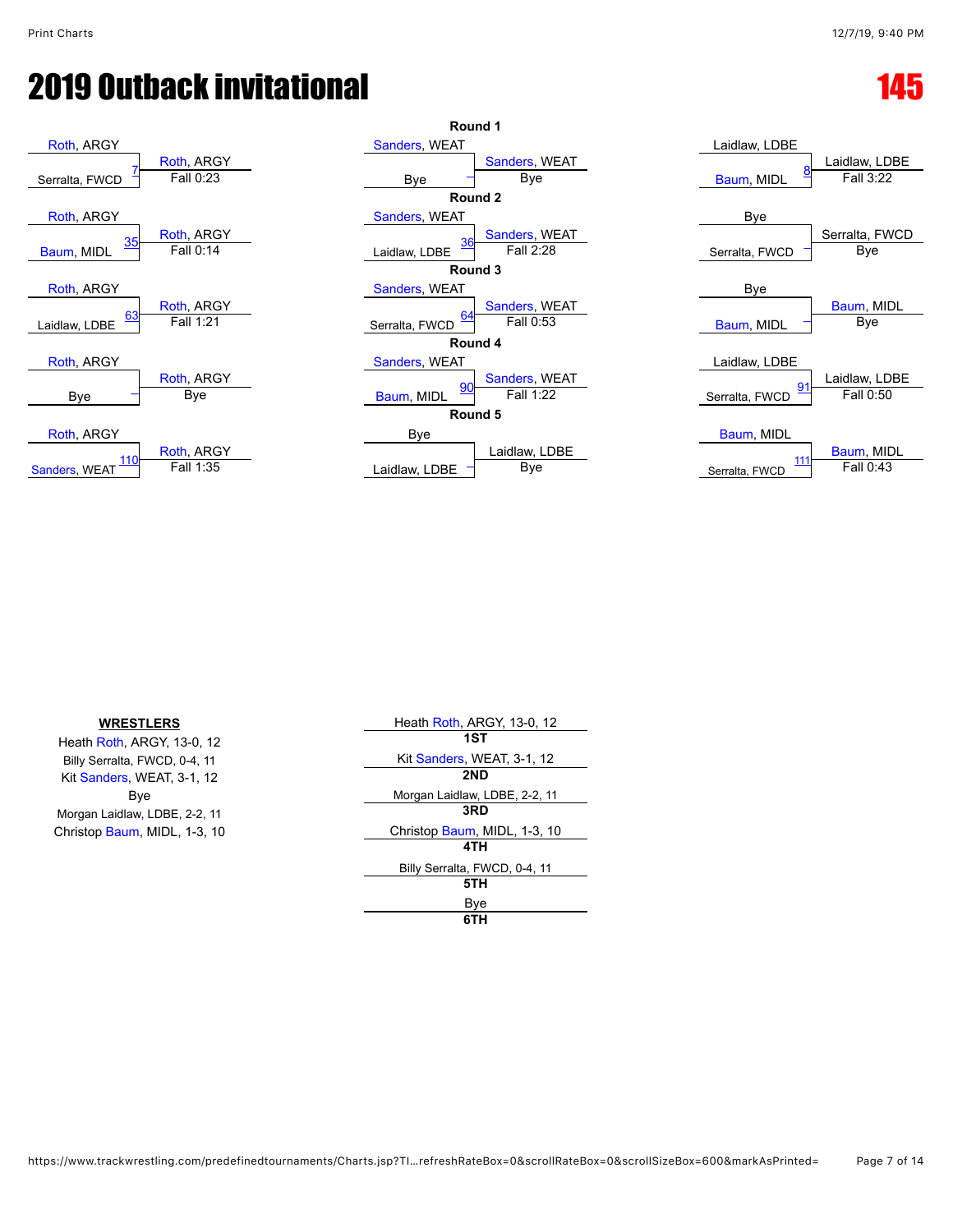# 2019 Outback invitational

## 145

### Round 1

| Wrestler 1 | Wrestler 2 | Bout | Winner | Result |
|---|---|---|---|---|
| Roth, ARGY | Serralta, FWCD | 7 | Roth, ARGY | Fall 0:23 |
| Sanders, WEAT | Bye | | Sanders, WEAT | Bye |
| Laidlaw, LDBE | Baum, MIDL | 8 | Laidlaw, LDBE | Fall 3:22 |

### Round 2

| Wrestler 1 | Wrestler 2 | Bout | Winner | Result |
|---|---|---|---|---|
| Roth, ARGY | Baum, MIDL | 35 | Roth, ARGY | Fall 0:14 |
| Sanders, WEAT | Laidlaw, LDBE | 36 | Sanders, WEAT | Fall 2:28 |
| Bye | Serralta, FWCD | | Serralta, FWCD | Bye |

### Round 3

| Wrestler 1 | Wrestler 2 | Bout | Winner | Result |
|---|---|---|---|---|
| Roth, ARGY | Laidlaw, LDBE | 63 | Roth, ARGY | Fall 1:21 |
| Sanders, WEAT | Serralta, FWCD | 64 | Sanders, WEAT | Fall 0:53 |
| Bye | Baum, MIDL | | Baum, MIDL | Bye |

### Round 4

| Wrestler 1 | Wrestler 2 | Bout | Winner | Result |
|---|---|---|---|---|
| Roth, ARGY | Bye | | Roth, ARGY | Bye |
| Sanders, WEAT | Baum, MIDL | 90 | Sanders, WEAT | Fall 1:22 |
| Laidlaw, LDBE | Serralta, FWCD | 91 | Laidlaw, LDBE | Fall 0:50 |

### Round 5

| Wrestler 1 | Wrestler 2 | Bout | Winner | Result |
|---|---|---|---|---|
| Roth, ARGY | Sanders, WEAT | 110 | Roth, ARGY | Fall 1:35 |
| Bye | Laidlaw, LDBE | | Laidlaw, LDBE | Bye |
| Baum, MIDL | Serralta, FWCD | 111 | Baum, MIDL | Fall 0:43 |

**WRESTLERS**

Heath Roth, ARGY, 13-0, 12
Billy Serralta, FWCD, 0-4, 11
Kit Sanders, WEAT, 3-1, 12
Bye
Morgan Laidlaw, LDBE, 2-2, 11
Christop Baum, MIDL, 1-3, 10

| Place | Wrestler |
|---|---|
| 1ST | Heath Roth, ARGY, 13-0, 12 |
| 2ND | Kit Sanders, WEAT, 3-1, 12 |
| 3RD | Morgan Laidlaw, LDBE, 2-2, 11 |
| 4TH | Christop Baum, MIDL, 1-3, 10 |
| 5TH | Billy Serralta, FWCD, 0-4, 11 |
| 6TH | Bye |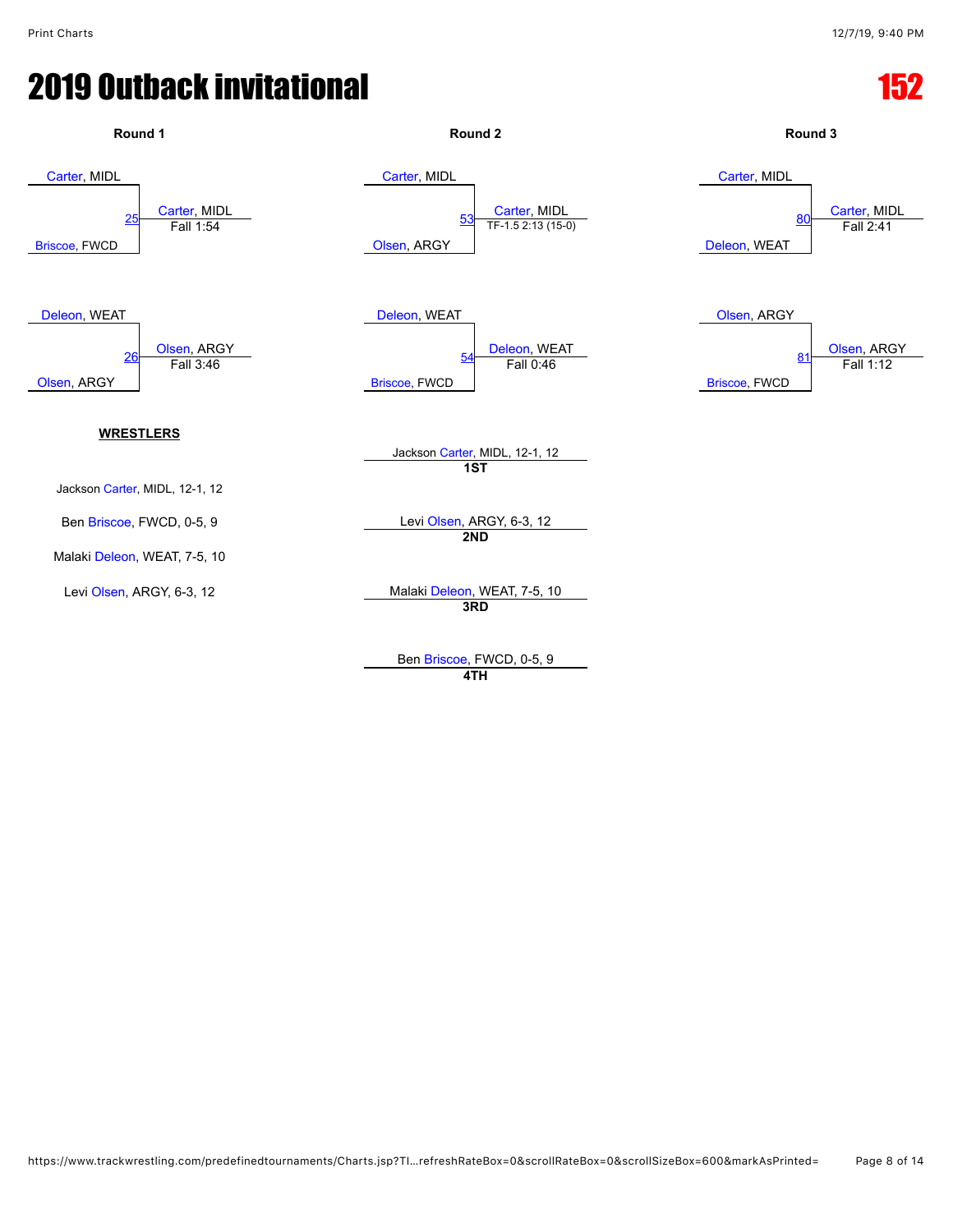# 2019 Outback invitational

**152**

### Round 1

| Match | Wrestler 1 | Wrestler 2 | Winner | Result |
|---|---|---|---|---|
| 25 | Carter, MIDL | Briscoe, FWCD | Carter, MIDL | Fall 1:54 |
| 26 | Deleon, WEAT | Olsen, ARGY | Olsen, ARGY | Fall 3:46 |

### Round 2

| Match | Wrestler 1 | Wrestler 2 | Winner | Result |
|---|---|---|---|---|
| 53 | Carter, MIDL | Olsen, ARGY | Carter, MIDL | TF-1.5 2:13 (15-0) |
| 54 | Deleon, WEAT | Briscoe, FWCD | Deleon, WEAT | Fall 0:46 |

### Round 3

| Match | Wrestler 1 | Wrestler 2 | Winner | Result |
|---|---|---|---|---|
| 80 | Carter, MIDL | Deleon, WEAT | Carter, MIDL | Fall 2:41 |
| 81 | Olsen, ARGY | Briscoe, FWCD | Olsen, ARGY | Fall 1:12 |

**WRESTLERS**

- Jackson Carter, MIDL, 12-1, 12
- Ben Briscoe, FWCD, 0-5, 9
- Malaki Deleon, WEAT, 7-5, 10
- Levi Olsen, ARGY, 6-3, 12

| Place | Wrestler |
|---|---|
| 1ST | Jackson Carter, MIDL, 12-1, 12 |
| 2ND | Levi Olsen, ARGY, 6-3, 12 |
| 3RD | Malaki Deleon, WEAT, 7-5, 10 |
| 4TH | Ben Briscoe, FWCD, 0-5, 9 |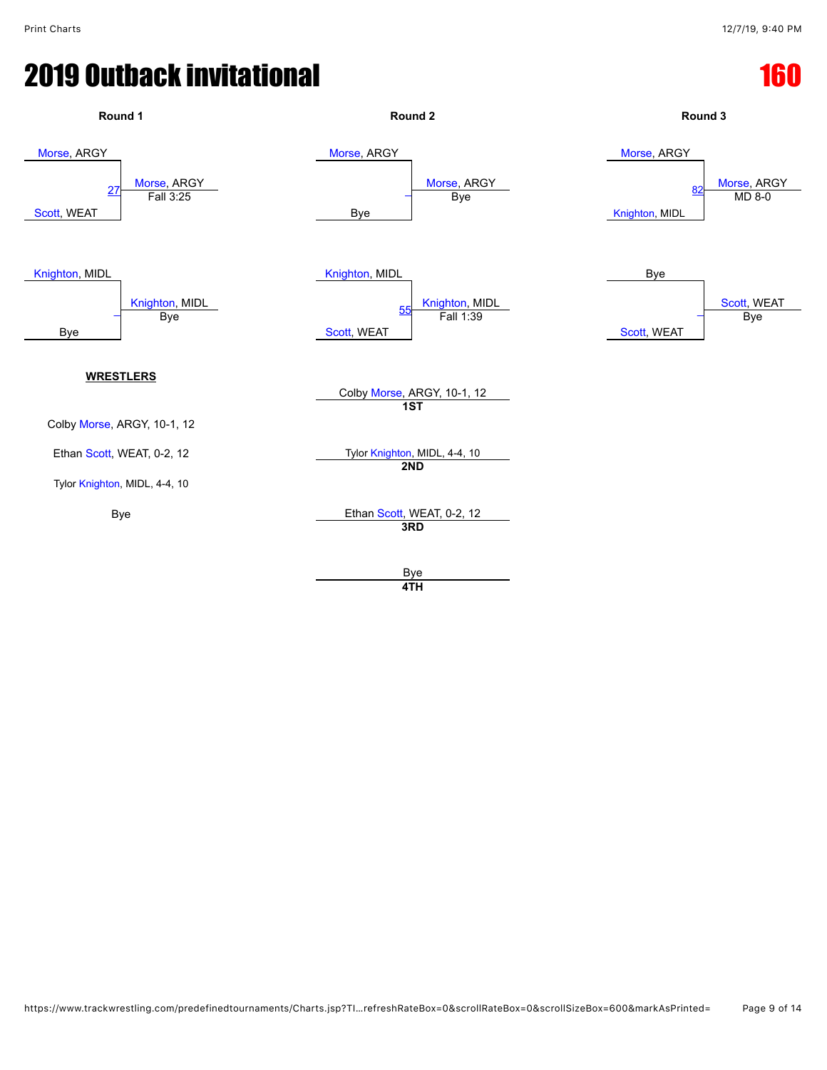# 2019 Outback invitational

## 160

### Round 1

| Wrestler 1 | Wrestler 2 | Bout | Winner | Result |
|---|---|---|---|---|
| Morse, ARGY | Scott, WEAT | 27 | Morse, ARGY | Fall 3:25 |
| Knighton, MIDL | Bye | – | Knighton, MIDL | Bye |

### Round 2

| Wrestler 1 | Wrestler 2 | Bout | Winner | Result |
|---|---|---|---|---|
| Morse, ARGY | Bye | – | Morse, ARGY | Bye |
| Knighton, MIDL | Scott, WEAT | 55 | Knighton, MIDL | Fall 1:39 |

### Round 3

| Wrestler 1 | Wrestler 2 | Bout | Winner | Result |
|---|---|---|---|---|
| Morse, ARGY | Knighton, MIDL | 82 | Morse, ARGY | MD 8-0 |
| Bye | Scott, WEAT | – | Scott, WEAT | Bye |

**WRESTLERS**

Colby Morse, ARGY, 10-1, 12

Ethan Scott, WEAT, 0-2, 12

Tylor Knighton, MIDL, 4-4, 10

Bye

**Placements**

- **1ST**: Colby Morse, ARGY, 10-1, 12
- **2ND**: Tylor Knighton, MIDL, 4-4, 10
- **3RD**: Ethan Scott, WEAT, 0-2, 12
- **4TH**: Bye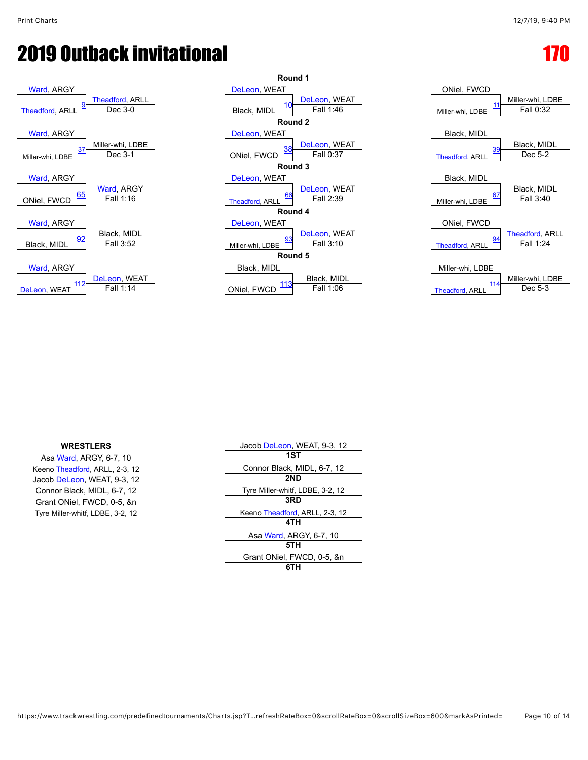# 2019 Outback invitational

## 170

### Round 1

| Wrestler 1 | Wrestler 2 | Bout | Winner | Result |
|---|---|---|---|---|
| Ward, ARGY | Theadford, ARLL | 9 | Theadford, ARLL | Dec 3-0 |
| DeLeon, WEAT | Black, MIDL | 10 | DeLeon, WEAT | Fall 1:46 |
| ONiel, FWCD | Miller-whi, LDBE | 11 | Miller-whi, LDBE | Fall 0:32 |

### Round 2

| Wrestler 1 | Wrestler 2 | Bout | Winner | Result |
|---|---|---|---|---|
| Ward, ARGY | Miller-whi, LDBE | 37 | Miller-whi, LDBE | Dec 3-1 |
| DeLeon, WEAT | ONiel, FWCD | 38 | DeLeon, WEAT | Fall 0:37 |
| Black, MIDL | Theadford, ARLL | 39 | Black, MIDL | Dec 5-2 |

### Round 3

| Wrestler 1 | Wrestler 2 | Bout | Winner | Result |
|---|---|---|---|---|
| Ward, ARGY | ONiel, FWCD | 65 | Ward, ARGY | Fall 1:16 |
| DeLeon, WEAT | Theadford, ARLL | 66 | DeLeon, WEAT | Fall 2:39 |
| Black, MIDL | Miller-whi, LDBE | 67 | Black, MIDL | Fall 3:40 |

### Round 4

| Wrestler 1 | Wrestler 2 | Bout | Winner | Result |
|---|---|---|---|---|
| Ward, ARGY | Black, MIDL | 92 | Black, MIDL | Fall 3:52 |
| DeLeon, WEAT | Miller-whi, LDBE | 93 | DeLeon, WEAT | Fall 3:10 |
| ONiel, FWCD | Theadford, ARLL | 94 | Theadford, ARLL | Fall 1:24 |

### Round 5

| Wrestler 1 | Wrestler 2 | Bout | Winner | Result |
|---|---|---|---|---|
| Ward, ARGY | DeLeon, WEAT | 112 | DeLeon, WEAT | Fall 1:14 |
| Black, MIDL | ONiel, FWCD | 113 | Black, MIDL | Fall 1:06 |
| Miller-whi, LDBE | Theadford, ARLL | 114 | Miller-whi, LDBE | Dec 5-3 |

**WRESTLERS**

- Asa Ward, ARGY, 6-7, 10
- Keeno Theadford, ARLL, 2-3, 12
- Jacob DeLeon, WEAT, 9-3, 12
- Connor Black, MIDL, 6-7, 12
- Grant ONiel, FWCD, 0-5, &n
- Tyre Miller-whitf, LDBE, 3-2, 12

| Place | Wrestler |
|---|---|
| 1ST | Jacob DeLeon, WEAT, 9-3, 12 |
| 2ND | Connor Black, MIDL, 6-7, 12 |
| 3RD | Tyre Miller-whitf, LDBE, 3-2, 12 |
| 4TH | Keeno Theadford, ARLL, 2-3, 12 |
| 5TH | Asa Ward, ARGY, 6-7, 10 |
| 6TH | Grant ONiel, FWCD, 0-5, &n |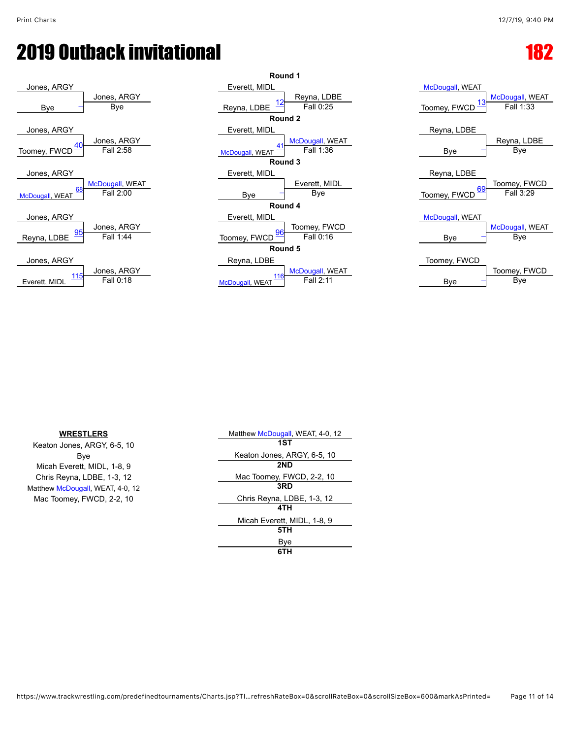# 2019 Outback invitational

# 182

## Round 1

| Wrestler 1 | Wrestler 2 | Bout | Winner | Result |
|---|---|---|---|---|
| Jones, ARGY | Bye | – | Jones, ARGY | Bye |
| Everett, MIDL | Reyna, LDBE | 12 | Reyna, LDBE | Fall 0:25 |
| McDougall, WEAT | Toomey, FWCD | 13 | McDougall, WEAT | Fall 1:33 |

## Round 2

| Wrestler 1 | Wrestler 2 | Bout | Winner | Result |
|---|---|---|---|---|
| Jones, ARGY | Toomey, FWCD | 40 | Jones, ARGY | Fall 2:58 |
| Everett, MIDL | McDougall, WEAT | 41 | McDougall, WEAT | Fall 1:36 |
| Reyna, LDBE | Bye | – | Reyna, LDBE | Bye |

## Round 3

| Wrestler 1 | Wrestler 2 | Bout | Winner | Result |
|---|---|---|---|---|
| Jones, ARGY | McDougall, WEAT | 68 | McDougall, WEAT | Fall 2:00 |
| Everett, MIDL | Bye | – | Everett, MIDL | Bye |
| Reyna, LDBE | Toomey, FWCD | 69 | Toomey, FWCD | Fall 3:29 |

## Round 4

| Wrestler 1 | Wrestler 2 | Bout | Winner | Result |
|---|---|---|---|---|
| Jones, ARGY | Reyna, LDBE | 95 | Jones, ARGY | Fall 1:44 |
| Everett, MIDL | Toomey, FWCD | 96 | Toomey, FWCD | Fall 0:16 |
| McDougall, WEAT | Bye | – | McDougall, WEAT | Bye |

## Round 5

| Wrestler 1 | Wrestler 2 | Bout | Winner | Result |
|---|---|---|---|---|
| Jones, ARGY | Everett, MIDL | 115 | Jones, ARGY | Fall 0:18 |
| Reyna, LDBE | McDougall, WEAT | 116 | McDougall, WEAT | Fall 2:11 |
| Toomey, FWCD | Bye | – | Toomey, FWCD | Bye |

**WRESTLERS**

Keaton Jones, ARGY, 6-5, 10
Bye
Micah Everett, MIDL, 1-8, 9
Chris Reyna, LDBE, 1-3, 12
Matthew McDougall, WEAT, 4-0, 12
Mac Toomey, FWCD, 2-2, 10

| Place | Wrestler |
|---|---|
| 1ST | Matthew McDougall, WEAT, 4-0, 12 |
| 2ND | Keaton Jones, ARGY, 6-5, 10 |
| 3RD | Mac Toomey, FWCD, 2-2, 10 |
| 4TH | Chris Reyna, LDBE, 1-3, 12 |
| 5TH | Micah Everett, MIDL, 1-8, 9 |
| 6TH | Bye |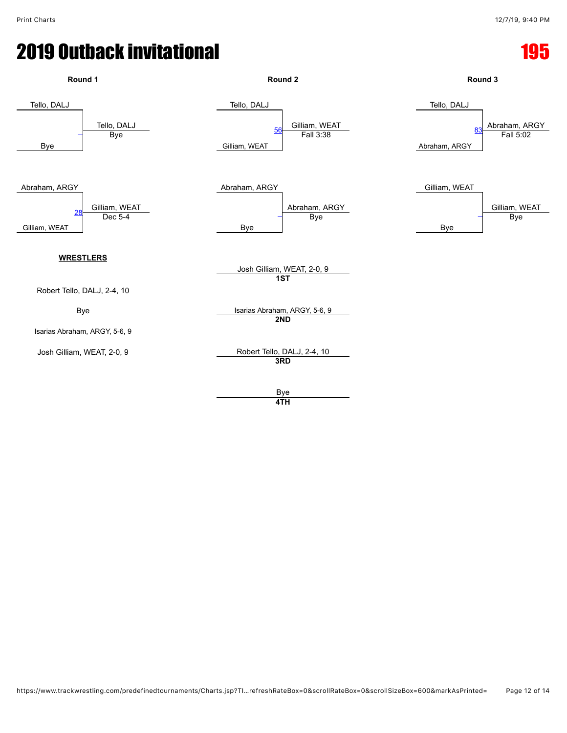# 2019 Outback invitational

## 195

### Round 1

- Tello, DALJ vs Bye — Tello, DALJ (Bye)
- Abraham, ARGY vs Gilliam, WEAT (28) — Gilliam, WEAT (Dec 5-4)

### Round 2

- Tello, DALJ vs Gilliam, WEAT (56) — Gilliam, WEAT (Fall 3:38)
- Abraham, ARGY vs Bye — Abraham, ARGY (Bye)

### Round 3

- Tello, DALJ vs Abraham, ARGY (83) — Abraham, ARGY (Fall 5:02)
- Gilliam, WEAT vs Bye — Gilliam, WEAT (Bye)

**WRESTLERS**

Robert Tello, DALJ, 2-4, 10

Bye

Isarias Abraham, ARGY, 5-6, 9

Josh Gilliam, WEAT, 2-0, 9

| Place | Wrestler |
|---|---|
| **1ST** | Josh Gilliam, WEAT, 2-0, 9 |
| **2ND** | Isarias Abraham, ARGY, 5-6, 9 |
| **3RD** | Robert Tello, DALJ, 2-4, 10 |
| **4TH** | Bye |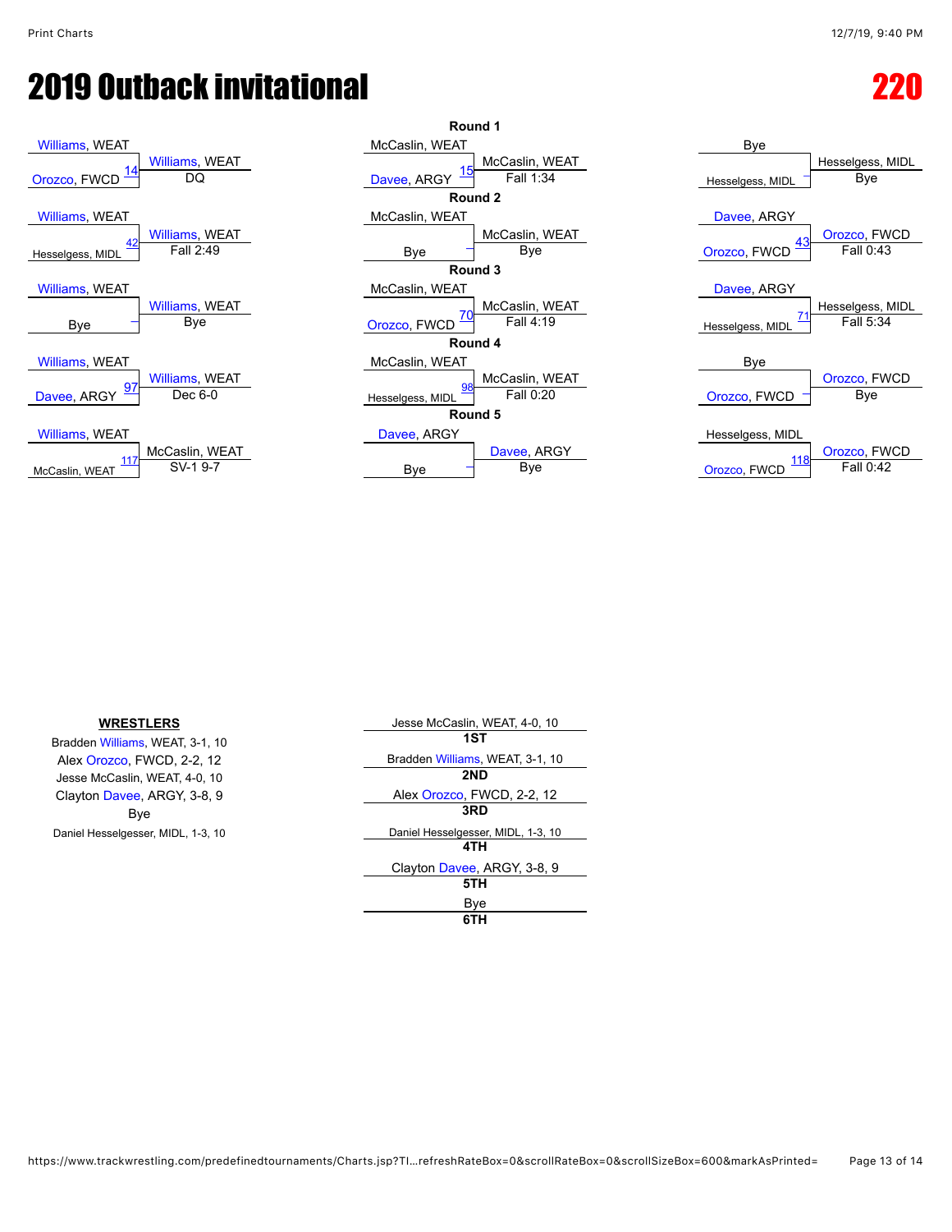# 2019 Outback invitational

# 220

## Round 1

| Wrestler 1 | Wrestler 2 | Bout | Winner | Result |
|---|---|---|---|---|
| Williams, WEAT | Orozco, FWCD | 14 | Williams, WEAT | DQ |
| McCaslin, WEAT | Davee, ARGY | 15 | McCaslin, WEAT | Fall 1:34 |
| Bye | Hesselgess, MIDL | – | Hesselgess, MIDL | Bye |

## Round 2

| Wrestler 1 | Wrestler 2 | Bout | Winner | Result |
|---|---|---|---|---|
| Williams, WEAT | Hesselgess, MIDL | 42 | Williams, WEAT | Fall 2:49 |
| McCaslin, WEAT | Bye | – | McCaslin, WEAT | Bye |
| Davee, ARGY | Orozco, FWCD | 43 | Orozco, FWCD | Fall 0:43 |

## Round 3

| Wrestler 1 | Wrestler 2 | Bout | Winner | Result |
|---|---|---|---|---|
| Williams, WEAT | Bye | – | Williams, WEAT | Bye |
| McCaslin, WEAT | Orozco, FWCD | 70 | McCaslin, WEAT | Fall 4:19 |
| Davee, ARGY | Hesselgess, MIDL | 71 | Hesselgess, MIDL | Fall 5:34 |

## Round 4

| Wrestler 1 | Wrestler 2 | Bout | Winner | Result |
|---|---|---|---|---|
| Williams, WEAT | Davee, ARGY | 97 | Williams, WEAT | Dec 6-0 |
| McCaslin, WEAT | Hesselgess, MIDL | 98 | McCaslin, WEAT | Fall 0:20 |
| Bye | Orozco, FWCD | – | Orozco, FWCD | Bye |

## Round 5

| Wrestler 1 | Wrestler 2 | Bout | Winner | Result |
|---|---|---|---|---|
| Williams, WEAT | McCaslin, WEAT | 117 | McCaslin, WEAT | SV-1 9-7 |
| Davee, ARGY | Bye | – | Davee, ARGY | Bye |
| Hesselgess, MIDL | Orozco, FWCD | 118 | Orozco, FWCD | Fall 0:42 |

**WRESTLERS**

- Bradden Williams, WEAT, 3-1, 10
- Alex Orozco, FWCD, 2-2, 12
- Jesse McCaslin, WEAT, 4-0, 10
- Clayton Davee, ARGY, 3-8, 9
- Bye
- Daniel Hesselgesser, MIDL, 1-3, 10

| Place | Wrestler |
|---|---|
| 1ST | Jesse McCaslin, WEAT, 4-0, 10 |
| 2ND | Bradden Williams, WEAT, 3-1, 10 |
| 3RD | Alex Orozco, FWCD, 2-2, 12 |
| 4TH | Daniel Hesselgesser, MIDL, 1-3, 10 |
| 5TH | Clayton Davee, ARGY, 3-8, 9 |
| 6TH | Bye |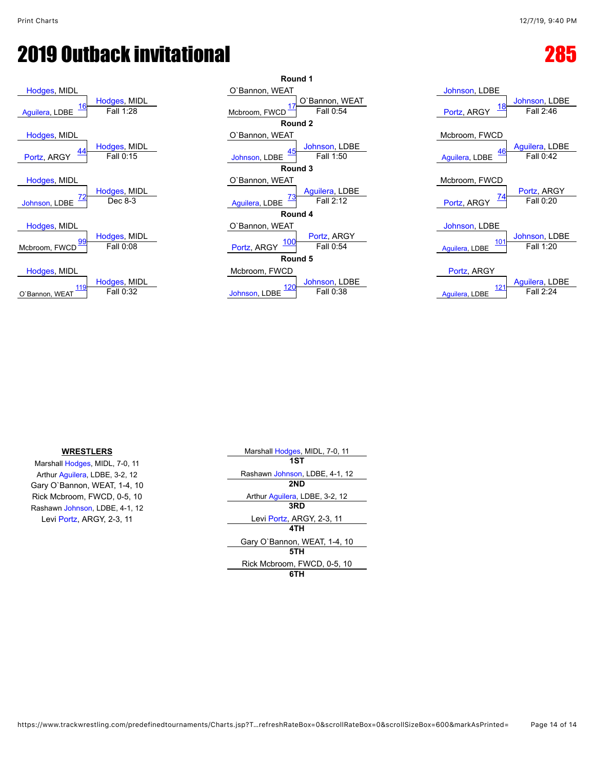# 2019 Outback invitational

# 285

## Round 1

| Match | Wrestler 1 | Wrestler 2 | Winner | Result |
|---|---|---|---|---|
| 16 | Hodges, MIDL | Aguilera, LDBE | Hodges, MIDL | Fall 1:28 |
| 17 | O`Bannon, WEAT | Mcbroom, FWCD | O`Bannon, WEAT | Fall 0:54 |
| 18 | Johnson, LDBE | Portz, ARGY | Johnson, LDBE | Fall 2:46 |

## Round 2

| Match | Wrestler 1 | Wrestler 2 | Winner | Result |
|---|---|---|---|---|
| 44 | Hodges, MIDL | Portz, ARGY | Hodges, MIDL | Fall 0:15 |
| 45 | O`Bannon, WEAT | Johnson, LDBE | Johnson, LDBE | Fall 1:50 |
| 46 | Mcbroom, FWCD | Aguilera, LDBE | Aguilera, LDBE | Fall 0:42 |

## Round 3

| Match | Wrestler 1 | Wrestler 2 | Winner | Result |
|---|---|---|---|---|
| 72 | Hodges, MIDL | Johnson, LDBE | Hodges, MIDL | Dec 8-3 |
| 73 | O`Bannon, WEAT | Aguilera, LDBE | Aguilera, LDBE | Fall 2:12 |
| 74 | Mcbroom, FWCD | Portz, ARGY | Portz, ARGY | Fall 0:20 |

## Round 4

| Match | Wrestler 1 | Wrestler 2 | Winner | Result |
|---|---|---|---|---|
| 99 | Hodges, MIDL | Mcbroom, FWCD | Hodges, MIDL | Fall 0:08 |
| 100 | O`Bannon, WEAT | Portz, ARGY | Portz, ARGY | Fall 0:54 |
| 101 | Johnson, LDBE | Aguilera, LDBE | Johnson, LDBE | Fall 1:20 |

## Round 5

| Match | Wrestler 1 | Wrestler 2 | Winner | Result |
|---|---|---|---|---|
| 119 | Hodges, MIDL | O`Bannon, WEAT | Hodges, MIDL | Fall 0:32 |
| 120 | Mcbroom, FWCD | Johnson, LDBE | Johnson, LDBE | Fall 0:38 |
| 121 | Portz, ARGY | Aguilera, LDBE | Aguilera, LDBE | Fall 2:24 |

**WRESTLERS**

Marshall Hodges, MIDL, 7-0, 11
Arthur Aguilera, LDBE, 3-2, 12
Gary O`Bannon, WEAT, 1-4, 10
Rick Mcbroom, FWCD, 0-5, 10
Rashawn Johnson, LDBE, 4-1, 12
Levi Portz, ARGY, 2-3, 11

| Place | Wrestler |
|---|---|
| 1ST | Marshall Hodges, MIDL, 7-0, 11 |
| 2ND | Rashawn Johnson, LDBE, 4-1, 12 |
| 3RD | Arthur Aguilera, LDBE, 3-2, 12 |
| 4TH | Levi Portz, ARGY, 2-3, 11 |
| 5TH | Gary O`Bannon, WEAT, 1-4, 10 |
| 6TH | Rick Mcbroom, FWCD, 0-5, 10 |